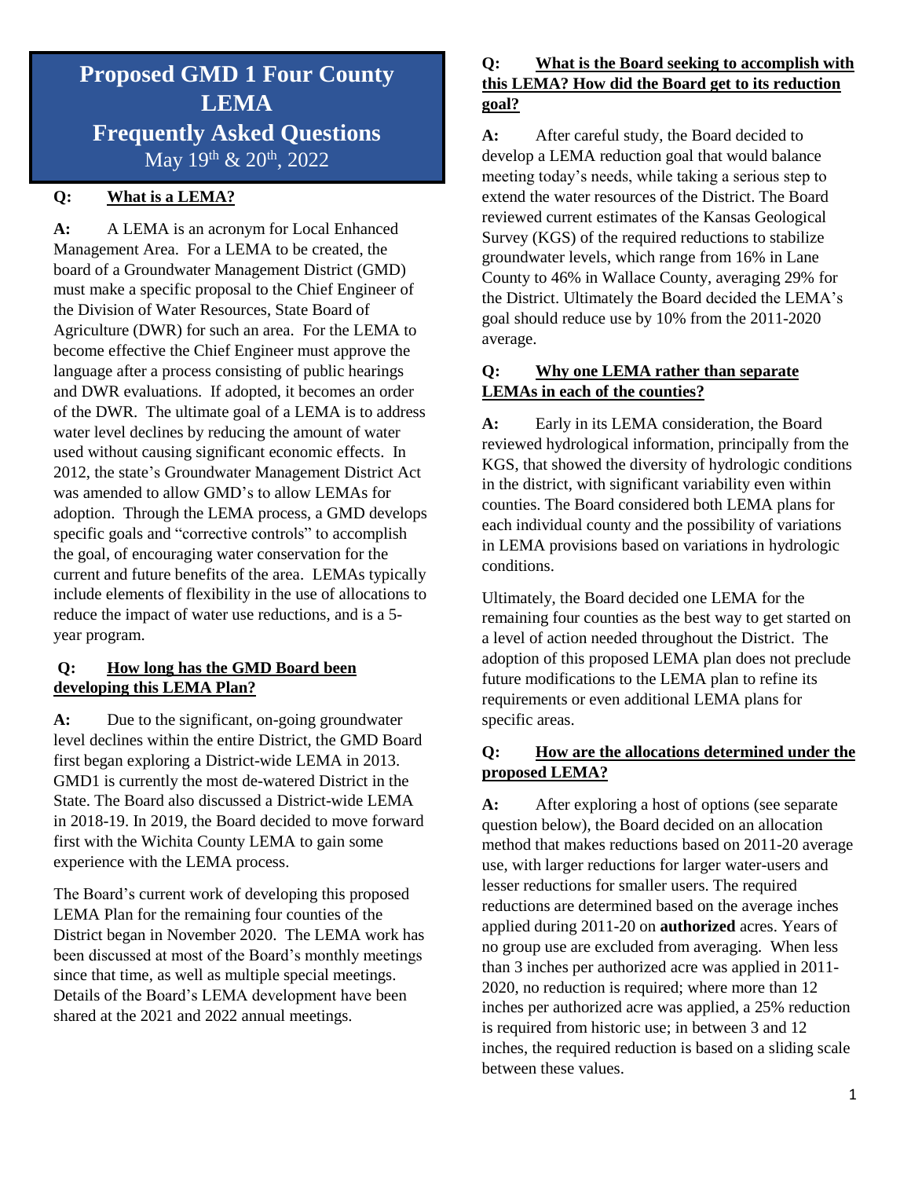# Proposed GMD 1 Four County LEMA Frequently Asked Questions

May 19th & 20th, 2022

**Q: What is a LEMA?**

**A:** A LEMA is an acronym for Local Enhanced Management Area. For a LEMA to be created, the board of a Groundwater Management District (GMD) must make a specific proposal to the Chief Engineer of the Division of Water Resources, State Board of Agriculture (DWR) for such an area. For the LEMA to become effective the Chief Engineer must approve the language after a process consisting of public hearings and DWR evaluations. If adopted, it becomes an order of the DWR. The ultimate goal of a LEMA is to address water level declines by reducing the amount of water used without causing significant economic effects. In 2012, the state's Groundwater Management District Act was amended to allow GMD's to allow LEMAs for adoption. Through the LEMA process, a GMD develops specific goals and "corrective controls" to accomplish the goal, of encouraging water conservation for the current and future benefits of the area. LEMAs typically include elements of flexibility in the use of allocations to reduce the impact of water use reductions, and is a 5-year program.

**Q: How long has the GMD Board been developing this LEMA Plan?**

**A:** Due to the significant, on-going groundwater level declines within the entire District, the GMD Board first began exploring a District-wide LEMA in 2013. GMD1 is currently the most de-watered District in the State. The Board also discussed a District-wide LEMA in 2018-19. In 2019, the Board decided to move forward first with the Wichita County LEMA to gain some experience with the LEMA process.

The Board's current work of developing this proposed LEMA Plan for the remaining four counties of the District began in November 2020. The LEMA work has been discussed at most of the Board's monthly meetings since that time, as well as multiple special meetings. Details of the Board's LEMA development have been shared at the 2021 and 2022 annual meetings.

**Q: What is the Board seeking to accomplish with this LEMA? How did the Board get to its reduction goal?**

**A:** After careful study, the Board decided to develop a LEMA reduction goal that would balance meeting today's needs, while taking a serious step to extend the water resources of the District. The Board reviewed current estimates of the Kansas Geological Survey (KGS) of the required reductions to stabilize groundwater levels, which range from 16% in Lane County to 46% in Wallace County, averaging 29% for the District. Ultimately the Board decided the LEMA's goal should reduce use by 10% from the 2011-2020 average.

**Q: Why one LEMA rather than separate LEMAs in each of the counties?**

**A:** Early in its LEMA consideration, the Board reviewed hydrological information, principally from the KGS, that showed the diversity of hydrologic conditions in the district, with significant variability even within counties. The Board considered both LEMA plans for each individual county and the possibility of variations in LEMA provisions based on variations in hydrologic conditions.

Ultimately, the Board decided one LEMA for the remaining four counties as the best way to get started on a level of action needed throughout the District. The adoption of this proposed LEMA plan does not preclude future modifications to the LEMA plan to refine its requirements or even additional LEMA plans for specific areas.

**Q: How are the allocations determined under the proposed LEMA?**

**A:** After exploring a host of options (see separate question below), the Board decided on an allocation method that makes reductions based on 2011-20 average use, with larger reductions for larger water-users and lesser reductions for smaller users. The required reductions are determined based on the average inches applied during 2011-20 on **authorized** acres. Years of no group use are excluded from averaging. When less than 3 inches per authorized acre was applied in 2011-2020, no reduction is required; where more than 12 inches per authorized acre was applied, a 25% reduction is required from historic use; in between 3 and 12 inches, the required reduction is based on a sliding scale between these values.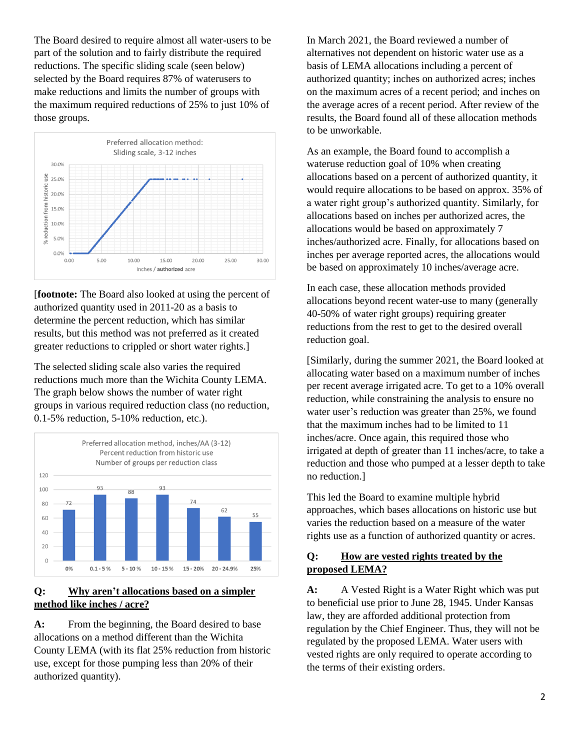The Board desired to require almost all water-users to be part of the solution and to fairly distribute the required reductions. The specific sliding scale (seen below) selected by the Board requires 87% of waterusers to make reductions and limits the number of groups with the maximum required reductions of 25% to just 10% of those groups.

Preferred allocation method:
Sliding scale, 3-12 inches

[footnote: The Board also looked at using the percent of authorized quantity used in 2011-20 as a basis to determine the percent reduction, which has similar results, but this method was not preferred as it created greater reductions to crippled or short water rights.]

The selected sliding scale also varies the required reductions much more than the Wichita County LEMA. The graph below shows the number of water right groups in various required reduction class (no reduction, 0.1-5% reduction, 5-10% reduction, etc.).

Preferred allocation method, inches/AA (3-12)
Percent reduction from historic use
Number of groups per reduction class

| Reduction class | Number of groups |
|---|---|
| 0% | 72 |
| 0.1 - 5 % | 93 |
| 5 - 10 % | 88 |
| 10 - 15 % | 93 |
| 15 - 20% | 74 |
| 20 - 24.9% | 62 |
| 25% | 55 |

**Q: <u>Why aren't allocations based on a simpler method like inches / acre?</u>**

**A:** From the beginning, the Board desired to base allocations on a method different than the Wichita County LEMA (with its flat 25% reduction from historic use, except for those pumping less than 20% of their authorized quantity).

In March 2021, the Board reviewed a number of alternatives not dependent on historic water use as a basis of LEMA allocations including a percent of authorized quantity; inches on authorized acres; inches on the maximum acres of a recent period; and inches on the average acres of a recent period. After review of the results, the Board found all of these allocation methods to be unworkable.

As an example, the Board found to accomplish a wateruse reduction goal of 10% when creating allocations based on a percent of authorized quantity, it would require allocations to be based on approx. 35% of a water right group's authorized quantity. Similarly, for allocations based on inches per authorized acres, the allocations would be based on approximately 7 inches/authorized acre. Finally, for allocations based on inches per average reported acres, the allocations would be based on approximately 10 inches/average acre.

In each case, these allocation methods provided allocations beyond recent water-use to many (generally 40-50% of water right groups) requiring greater reductions from the rest to get to the desired overall reduction goal.

[Similarly, during the summer 2021, the Board looked at allocating water based on a maximum number of inches per recent average irrigated acre. To get to a 10% overall reduction, while constraining the analysis to ensure no water user's reduction was greater than 25%, we found that the maximum inches had to be limited to 11 inches/acre. Once again, this required those who irrigated at depth of greater than 11 inches/acre, to take a reduction and those who pumped at a lesser depth to take no reduction.]

This led the Board to examine multiple hybrid approaches, which bases allocations on historic use but varies the reduction based on a measure of the water rights use as a function of authorized quantity or acres.

**Q: <u>How are vested rights treated by the proposed LEMA?</u>**

**A:** A Vested Right is a Water Right which was put to beneficial use prior to June 28, 1945. Under Kansas law, they are afforded additional protection from regulation by the Chief Engineer. Thus, they will not be regulated by the proposed LEMA. Water users with vested rights are only required to operate according to the terms of their existing orders.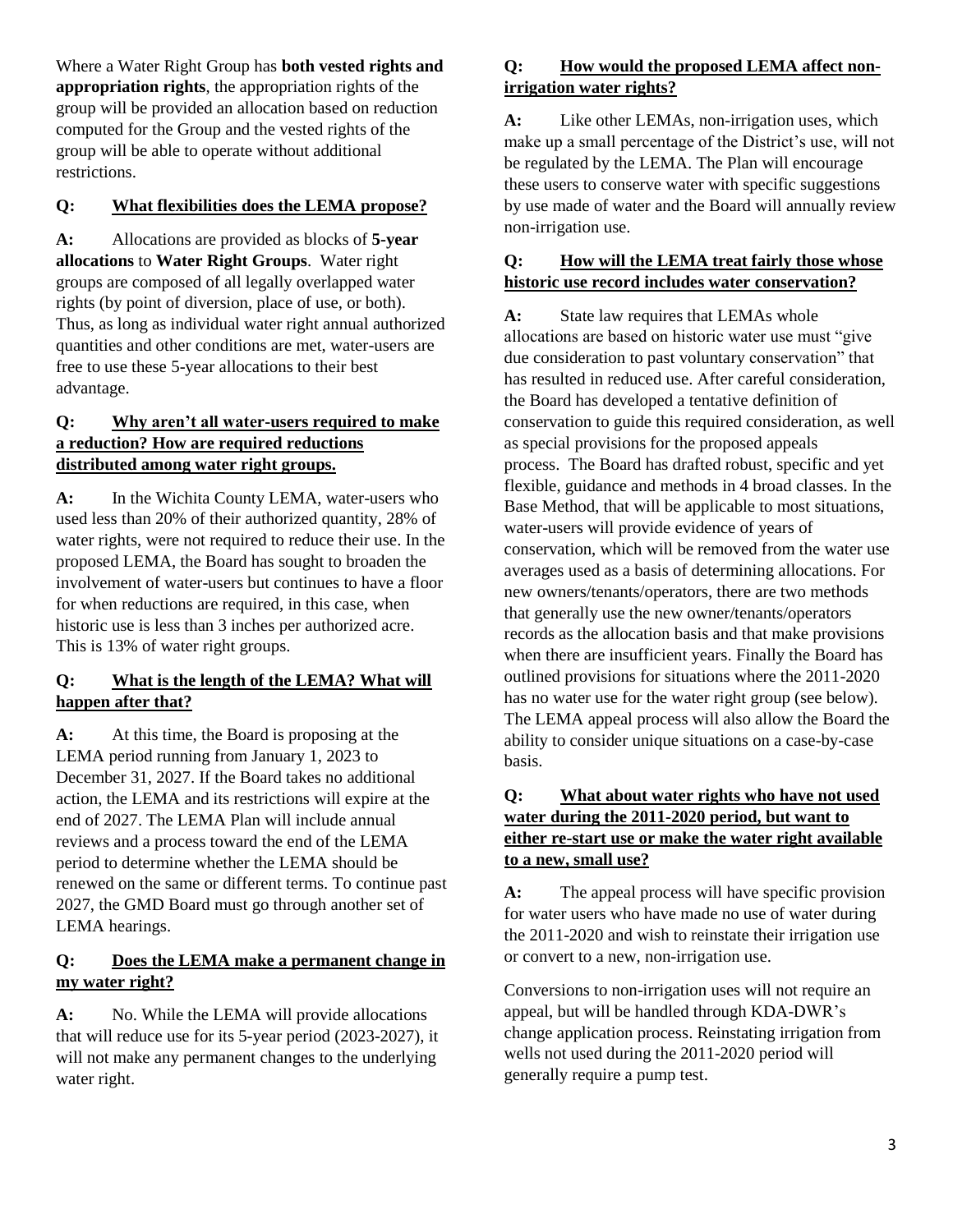Where a Water Right Group has **both vested rights and appropriation rights**, the appropriation rights of the group will be provided an allocation based on reduction computed for the Group and the vested rights of the group will be able to operate without additional restrictions.

**Q: <u>What flexibilities does the LEMA propose?</u>**

**A:** Allocations are provided as blocks of **5-year allocations** to **Water Right Groups**. Water right groups are composed of all legally overlapped water rights (by point of diversion, place of use, or both). Thus, as long as individual water right annual authorized quantities and other conditions are met, water-users are free to use these 5-year allocations to their best advantage.

**Q: <u>Why aren't all water-users required to make a reduction? How are required reductions distributed among water right groups.</u>**

**A:** In the Wichita County LEMA, water-users who used less than 20% of their authorized quantity, 28% of water rights, were not required to reduce their use. In the proposed LEMA, the Board has sought to broaden the involvement of water-users but continues to have a floor for when reductions are required, in this case, when historic use is less than 3 inches per authorized acre. This is 13% of water right groups.

**Q: <u>What is the length of the LEMA? What will happen after that?</u>**

**A:** At this time, the Board is proposing at the LEMA period running from January 1, 2023 to December 31, 2027. If the Board takes no additional action, the LEMA and its restrictions will expire at the end of 2027. The LEMA Plan will include annual reviews and a process toward the end of the LEMA period to determine whether the LEMA should be renewed on the same or different terms. To continue past 2027, the GMD Board must go through another set of LEMA hearings.

**Q: <u>Does the LEMA make a permanent change in my water right?</u>**

**A:** No. While the LEMA will provide allocations that will reduce use for its 5-year period (2023-2027), it will not make any permanent changes to the underlying water right.

**Q: <u>How would the proposed LEMA affect non-irrigation water rights?</u>**

**A:** Like other LEMAs, non-irrigation uses, which make up a small percentage of the District's use, will not be regulated by the LEMA. The Plan will encourage these users to conserve water with specific suggestions by use made of water and the Board will annually review non-irrigation use.

**Q: <u>How will the LEMA treat fairly those whose historic use record includes water conservation?</u>**

**A:** State law requires that LEMAs whole allocations are based on historic water use must "give due consideration to past voluntary conservation" that has resulted in reduced use. After careful consideration, the Board has developed a tentative definition of conservation to guide this required consideration, as well as special provisions for the proposed appeals process. The Board has drafted robust, specific and yet flexible, guidance and methods in 4 broad classes. In the Base Method, that will be applicable to most situations, water-users will provide evidence of years of conservation, which will be removed from the water use averages used as a basis of determining allocations. For new owners/tenants/operators, there are two methods that generally use the new owner/tenants/operators records as the allocation basis and that make provisions when there are insufficient years. Finally the Board has outlined provisions for situations where the 2011-2020 has no water use for the water right group (see below). The LEMA appeal process will also allow the Board the ability to consider unique situations on a case-by-case basis.

**Q: <u>What about water rights who have not used water during the 2011-2020 period, but want to either re-start use or make the water right available to a new, small use?</u>**

**A:** The appeal process will have specific provision for water users who have made no use of water during the 2011-2020 and wish to reinstate their irrigation use or convert to a new, non-irrigation use.

Conversions to non-irrigation uses will not require an appeal, but will be handled through KDA-DWR's change application process. Reinstating irrigation from wells not used during the 2011-2020 period will generally require a pump test.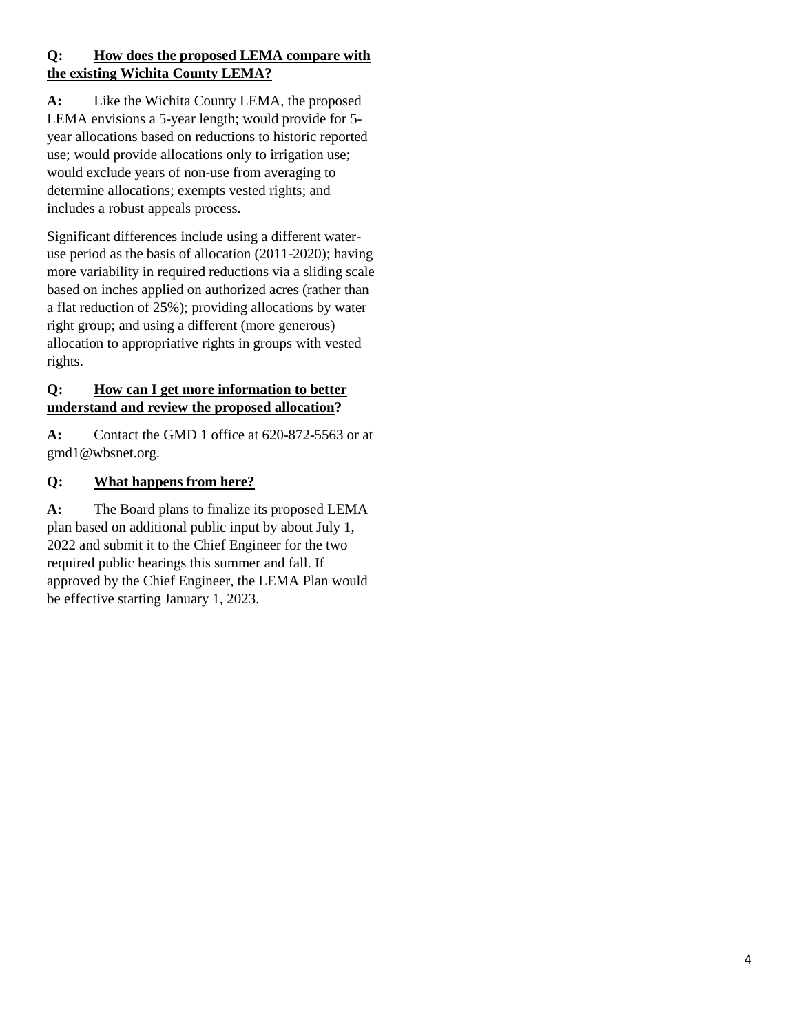**Q: <u>How does the proposed LEMA compare with the existing Wichita County LEMA?</u>**

**A:** Like the Wichita County LEMA, the proposed LEMA envisions a 5-year length; would provide for 5-year allocations based on reductions to historic reported use; would provide allocations only to irrigation use; would exclude years of non-use from averaging to determine allocations; exempts vested rights; and includes a robust appeals process.

Significant differences include using a different water-use period as the basis of allocation (2011-2020); having more variability in required reductions via a sliding scale based on inches applied on authorized acres (rather than a flat reduction of 25%); providing allocations by water right group; and using a different (more generous) allocation to appropriative rights in groups with vested rights.

**Q: <u>How can I get more information to better understand and review the proposed allocation</u>?**

**A:** Contact the GMD 1 office at 620-872-5563 or at gmd1@wbsnet.org.

**Q: <u>What happens from here?</u>**

**A:** The Board plans to finalize its proposed LEMA plan based on additional public input by about July 1, 2022 and submit it to the Chief Engineer for the two required public hearings this summer and fall. If approved by the Chief Engineer, the LEMA Plan would be effective starting January 1, 2023.